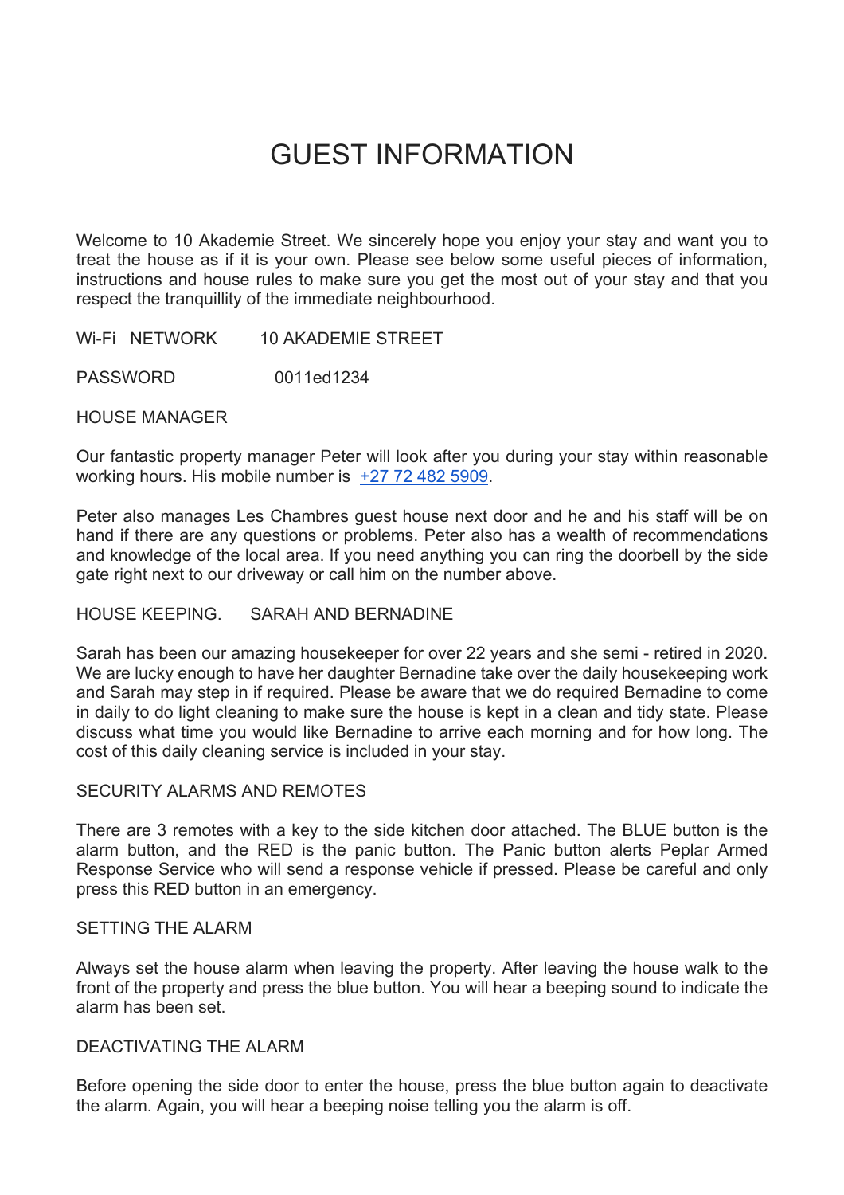# GUEST INFORMATION

Welcome to 10 Akademie Street. We sincerely hope you enjoy your stay and want you to treat the house as if it is your own. Please see below some useful pieces of information, instructions and house rules to make sure you get the most out of your stay and that you respect the tranquillity of the immediate neighbourhood.

Wi-Fi NETWORK 10 AKADEMIE STREET

PASSWORD 0011ed1234

## HOUSE MANAGER

Our fantastic property manager Peter will look after you during your stay within reasonable working hours. His mobile number is +27 72 482 5909.

Peter also manages Les Chambres guest house next door and he and his staff will be on hand if there are any questions or problems. Peter also has a wealth of recommendations and knowledge of the local area. If you need anything you can ring the doorbell by the side gate right next to our driveway or call him on the number above.

## HOUSE KEEPING. SARAH AND BERNADINE

Sarah has been our amazing housekeeper for over 22 years and she semi - retired in 2020. We are lucky enough to have her daughter Bernadine take over the daily housekeeping work and Sarah may step in if required. Please be aware that we do required Bernadine to come in daily to do light cleaning to make sure the house is kept in a clean and tidy state. Please discuss what time you would like Bernadine to arrive each morning and for how long. The cost of this daily cleaning service is included in your stay.

## SECURITY ALARMS AND REMOTES

There are 3 remotes with a key to the side kitchen door attached. The BLUE button is the alarm button, and the RED is the panic button. The Panic button alerts Peplar Armed Response Service who will send a response vehicle if pressed. Please be careful and only press this RED button in an emergency.

## SETTING THE ALARM

Always set the house alarm when leaving the property. After leaving the house walk to the front of the property and press the blue button. You will hear a beeping sound to indicate the alarm has been set.

## DEACTIVATING THE ALARM

Before opening the side door to enter the house, press the blue button again to deactivate the alarm. Again, you will hear a beeping noise telling you the alarm is off.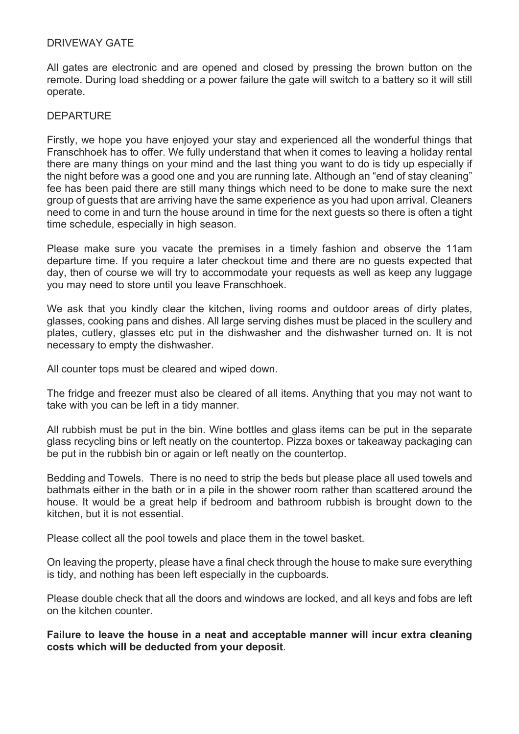## DRIVEWAY GATE

All gates are electronic and are opened and closed by pressing the brown button on the remote. During load shedding or a power failure the gate will switch to a battery so it will still operate.

## DEPARTURE

Firstly, we hope you have enjoyed your stay and experienced all the wonderful things that Franschhoek has to offer. We fully understand that when it comes to leaving a holiday rental there are many things on your mind and the last thing you want to do is tidy up especially if the night before was a good one and you are running late. Although an "end of stay cleaning" fee has been paid there are still many things which need to be done to make sure the next group of guests that are arriving have the same experience as you had upon arrival. Cleaners need to come in and turn the house around in time for the next guests so there is often a tight time schedule, especially in high season.

Please make sure you vacate the premises in a timely fashion and observe the 11am departure time. If you require a later checkout time and there are no guests expected that day, then of course we will try to accommodate your requests as well as keep any luggage you may need to store until you leave Franschhoek.

We ask that you kindly clear the kitchen, living rooms and outdoor areas of dirty plates, glasses, cooking pans and dishes. All large serving dishes must be placed in the scullery and plates, cutlery, glasses etc put in the dishwasher and the dishwasher turned on. It is not necessary to empty the dishwasher.

All counter tops must be cleared and wiped down.

The fridge and freezer must also be cleared of all items. Anything that you may not want to take with you can be left in a tidy manner.

All rubbish must be put in the bin. Wine bottles and glass items can be put in the separate glass recycling bins or left neatly on the countertop. Pizza boxes or takeaway packaging can be put in the rubbish bin or again or left neatly on the countertop.

Bedding and Towels. There is no need to strip the beds but please place all used towels and bathmats either in the bath or in a pile in the shower room rather than scattered around the house. It would be a great help if bedroom and bathroom rubbish is brought down to the kitchen, but it is not essential.

Please collect all the pool towels and place them in the towel basket.

On leaving the property, please have a final check through the house to make sure everything is tidy, and nothing has been left especially in the cupboards.

Please double check that all the doors and windows are locked, and all keys and fobs are left on the kitchen counter.

**Failure to leave the house in a neat and acceptable manner will incur extra cleaning costs which will be deducted from your deposit**.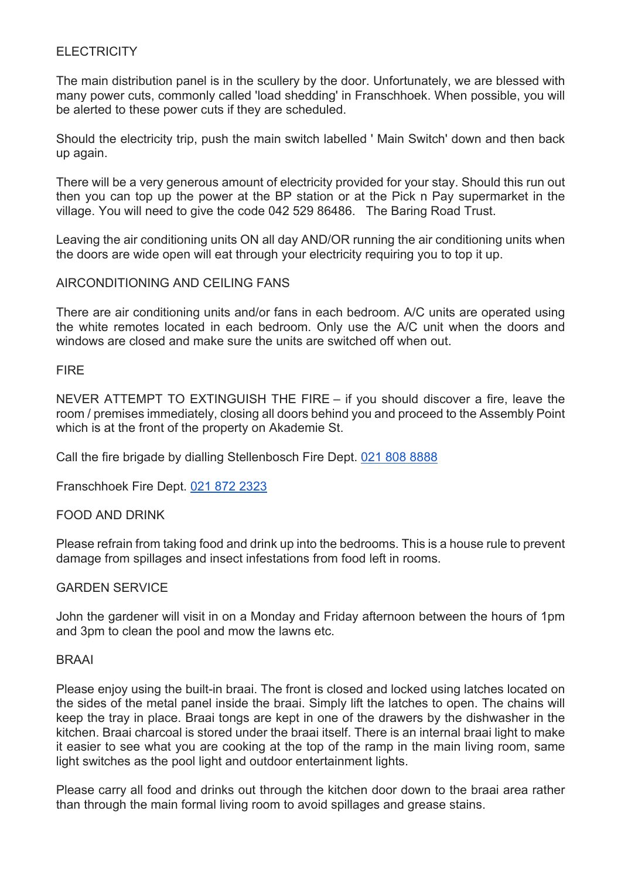## ELECTRICITY

The main distribution panel is in the scullery by the door. Unfortunately, we are blessed with many power cuts, commonly called 'load shedding' in Franschhoek. When possible, you will be alerted to these power cuts if they are scheduled.

Should the electricity trip, push the main switch labelled ' Main Switch' down and then back up again.

There will be a very generous amount of electricity provided for your stay. Should this run out then you can top up the power at the BP station or at the Pick n Pay supermarket in the village. You will need to give the code 042 529 86486. The Baring Road Trust.

Leaving the air conditioning units ON all day AND/OR running the air conditioning units when the doors are wide open will eat through your electricity requiring you to top it up.

## AIRCONDITIONING AND CEILING FANS

There are air conditioning units and/or fans in each bedroom. A/C units are operated using the white remotes located in each bedroom. Only use the A/C unit when the doors and windows are closed and make sure the units are switched off when out.

## FIRE

NEVER ATTEMPT TO EXTINGUISH THE FIRE – if you should discover a fire, leave the room / premises immediately, closing all doors behind you and proceed to the Assembly Point which is at the front of the property on Akademie St.

Call the fire brigade by dialling Stellenbosch Fire Dept. 021 808 8888

Franschhoek Fire Dept. 021 872 2323

## FOOD AND DRINK

Please refrain from taking food and drink up into the bedrooms. This is a house rule to prevent damage from spillages and insect infestations from food left in rooms.

## GARDEN SERVICE

John the gardener will visit in on a Monday and Friday afternoon between the hours of 1pm and 3pm to clean the pool and mow the lawns etc.

## BRAAI

Please enjoy using the built-in braai. The front is closed and locked using latches located on the sides of the metal panel inside the braai. Simply lift the latches to open. The chains will keep the tray in place. Braai tongs are kept in one of the drawers by the dishwasher in the kitchen. Braai charcoal is stored under the braai itself. There is an internal braai light to make it easier to see what you are cooking at the top of the ramp in the main living room, same light switches as the pool light and outdoor entertainment lights.

Please carry all food and drinks out through the kitchen door down to the braai area rather than through the main formal living room to avoid spillages and grease stains.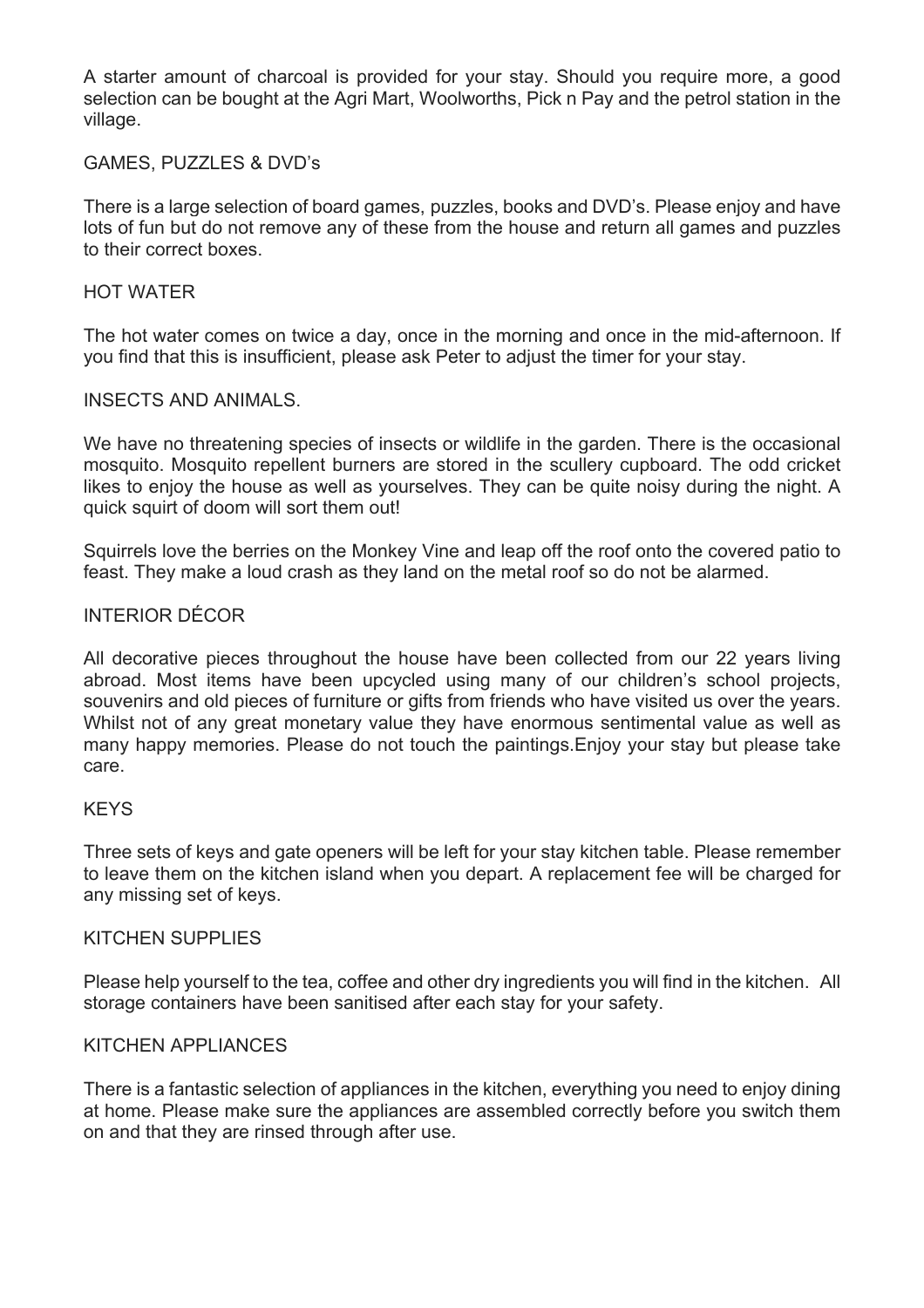A starter amount of charcoal is provided for your stay. Should you require more, a good selection can be bought at the Agri Mart, Woolworths, Pick n Pay and the petrol station in the village.

## GAMES, PUZZLES & DVD's

There is a large selection of board games, puzzles, books and DVD's. Please enjoy and have lots of fun but do not remove any of these from the house and return all games and puzzles to their correct boxes.

## HOT WATER

The hot water comes on twice a day, once in the morning and once in the mid-afternoon. If you find that this is insufficient, please ask Peter to adjust the timer for your stay.

## INSECTS AND ANIMALS.

We have no threatening species of insects or wildlife in the garden. There is the occasional mosquito. Mosquito repellent burners are stored in the scullery cupboard. The odd cricket likes to enjoy the house as well as yourselves. They can be quite noisy during the night. A quick squirt of doom will sort them out!

Squirrels love the berries on the Monkey Vine and leap off the roof onto the covered patio to feast. They make a loud crash as they land on the metal roof so do not be alarmed.

## INTERIOR DÉCOR

All decorative pieces throughout the house have been collected from our 22 years living abroad. Most items have been upcycled using many of our children's school projects, souvenirs and old pieces of furniture or gifts from friends who have visited us over the years. Whilst not of any great monetary value they have enormous sentimental value as well as many happy memories. Please do not touch the paintings.Enjoy your stay but please take care.

## KEYS

Three sets of keys and gate openers will be left for your stay kitchen table. Please remember to leave them on the kitchen island when you depart. A replacement fee will be charged for any missing set of keys.

## KITCHEN SUPPLIES

Please help yourself to the tea, coffee and other dry ingredients you will find in the kitchen. All storage containers have been sanitised after each stay for your safety.

## KITCHEN APPLIANCES

There is a fantastic selection of appliances in the kitchen, everything you need to enjoy dining at home. Please make sure the appliances are assembled correctly before you switch them on and that they are rinsed through after use.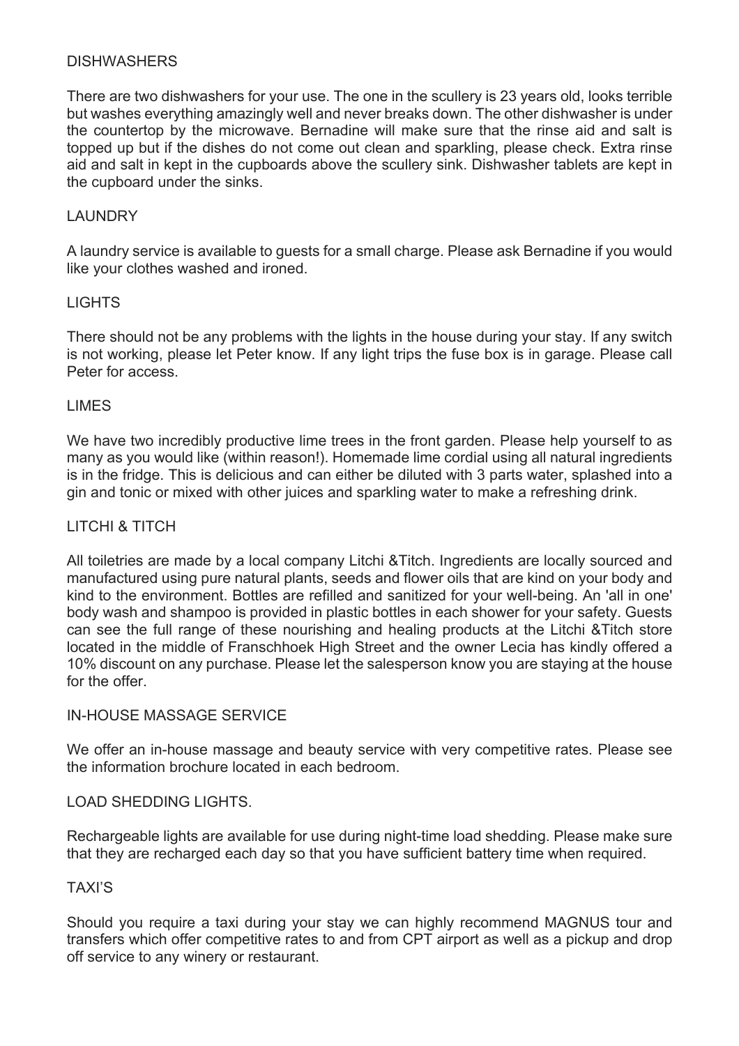## DISHWASHERS

There are two dishwashers for your use. The one in the scullery is 23 years old, looks terrible but washes everything amazingly well and never breaks down. The other dishwasher is under the countertop by the microwave. Bernadine will make sure that the rinse aid and salt is topped up but if the dishes do not come out clean and sparkling, please check. Extra rinse aid and salt in kept in the cupboards above the scullery sink. Dishwasher tablets are kept in the cupboard under the sinks.

## LAUNDRY

A laundry service is available to guests for a small charge. Please ask Bernadine if you would like your clothes washed and ironed.

## LIGHTS

There should not be any problems with the lights in the house during your stay. If any switch is not working, please let Peter know. If any light trips the fuse box is in garage. Please call Peter for access.

## LIMES

We have two incredibly productive lime trees in the front garden. Please help yourself to as many as you would like (within reason!). Homemade lime cordial using all natural ingredients is in the fridge. This is delicious and can either be diluted with 3 parts water, splashed into a gin and tonic or mixed with other juices and sparkling water to make a refreshing drink.

## LITCHI & TITCH

All toiletries are made by a local company Litchi &Titch. Ingredients are locally sourced and manufactured using pure natural plants, seeds and flower oils that are kind on your body and kind to the environment. Bottles are refilled and sanitized for your well-being. An 'all in one' body wash and shampoo is provided in plastic bottles in each shower for your safety. Guests can see the full range of these nourishing and healing products at the Litchi &Titch store located in the middle of Franschhoek High Street and the owner Lecia has kindly offered a 10% discount on any purchase. Please let the salesperson know you are staying at the house for the offer.

## IN-HOUSE MASSAGE SERVICE

We offer an in-house massage and beauty service with very competitive rates. Please see the information brochure located in each bedroom.

## LOAD SHEDDING LIGHTS.

Rechargeable lights are available for use during night-time load shedding. Please make sure that they are recharged each day so that you have sufficient battery time when required.

## TAXI'S

Should you require a taxi during your stay we can highly recommend MAGNUS tour and transfers which offer competitive rates to and from CPT airport as well as a pickup and drop off service to any winery or restaurant.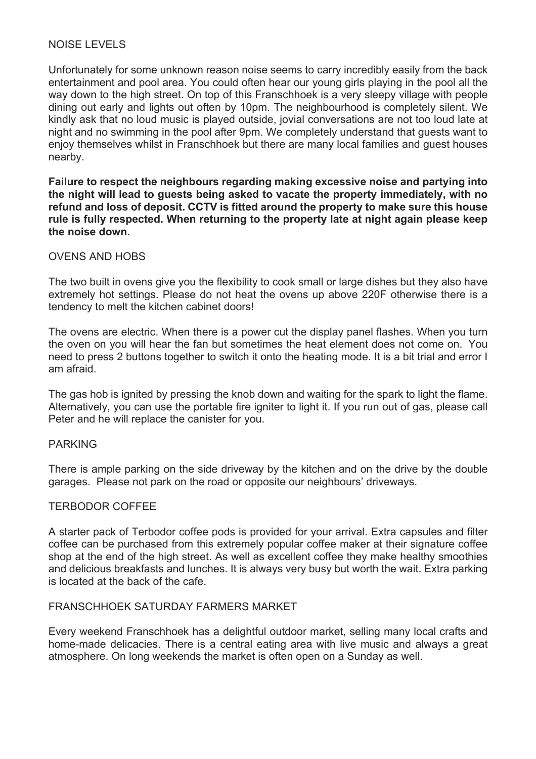## NOISE LEVELS

Unfortunately for some unknown reason noise seems to carry incredibly easily from the back entertainment and pool area. You could often hear our young girls playing in the pool all the way down to the high street. On top of this Franschhoek is a very sleepy village with people dining out early and lights out often by 10pm. The neighbourhood is completely silent. We kindly ask that no loud music is played outside, jovial conversations are not too loud late at night and no swimming in the pool after 9pm. We completely understand that guests want to enjoy themselves whilst in Franschhoek but there are many local families and guest houses nearby.

**Failure to respect the neighbours regarding making excessive noise and partying into the night will lead to guests being asked to vacate the property immediately, with no refund and loss of deposit. CCTV is fitted around the property to make sure this house rule is fully respected. When returning to the property late at night again please keep the noise down.**

## OVENS AND HOBS

The two built in ovens give you the flexibility to cook small or large dishes but they also have extremely hot settings. Please do not heat the ovens up above 220F otherwise there is a tendency to melt the kitchen cabinet doors!

The ovens are electric. When there is a power cut the display panel flashes. When you turn the oven on you will hear the fan but sometimes the heat element does not come on. You need to press 2 buttons together to switch it onto the heating mode. It is a bit trial and error I am afraid.

The gas hob is ignited by pressing the knob down and waiting for the spark to light the flame. Alternatively, you can use the portable fire igniter to light it. If you run out of gas, please call Peter and he will replace the canister for you.

## PARKING

There is ample parking on the side driveway by the kitchen and on the drive by the double garages. Please not park on the road or opposite our neighbours' driveways.

## TERBODOR COFFEE

A starter pack of Terbodor coffee pods is provided for your arrival. Extra capsules and filter coffee can be purchased from this extremely popular coffee maker at their signature coffee shop at the end of the high street. As well as excellent coffee they make healthy smoothies and delicious breakfasts and lunches. It is always very busy but worth the wait. Extra parking is located at the back of the cafe.

## FRANSCHHOEK SATURDAY FARMERS MARKET

Every weekend Franschhoek has a delightful outdoor market, selling many local crafts and home-made delicacies. There is a central eating area with live music and always a great atmosphere. On long weekends the market is often open on a Sunday as well.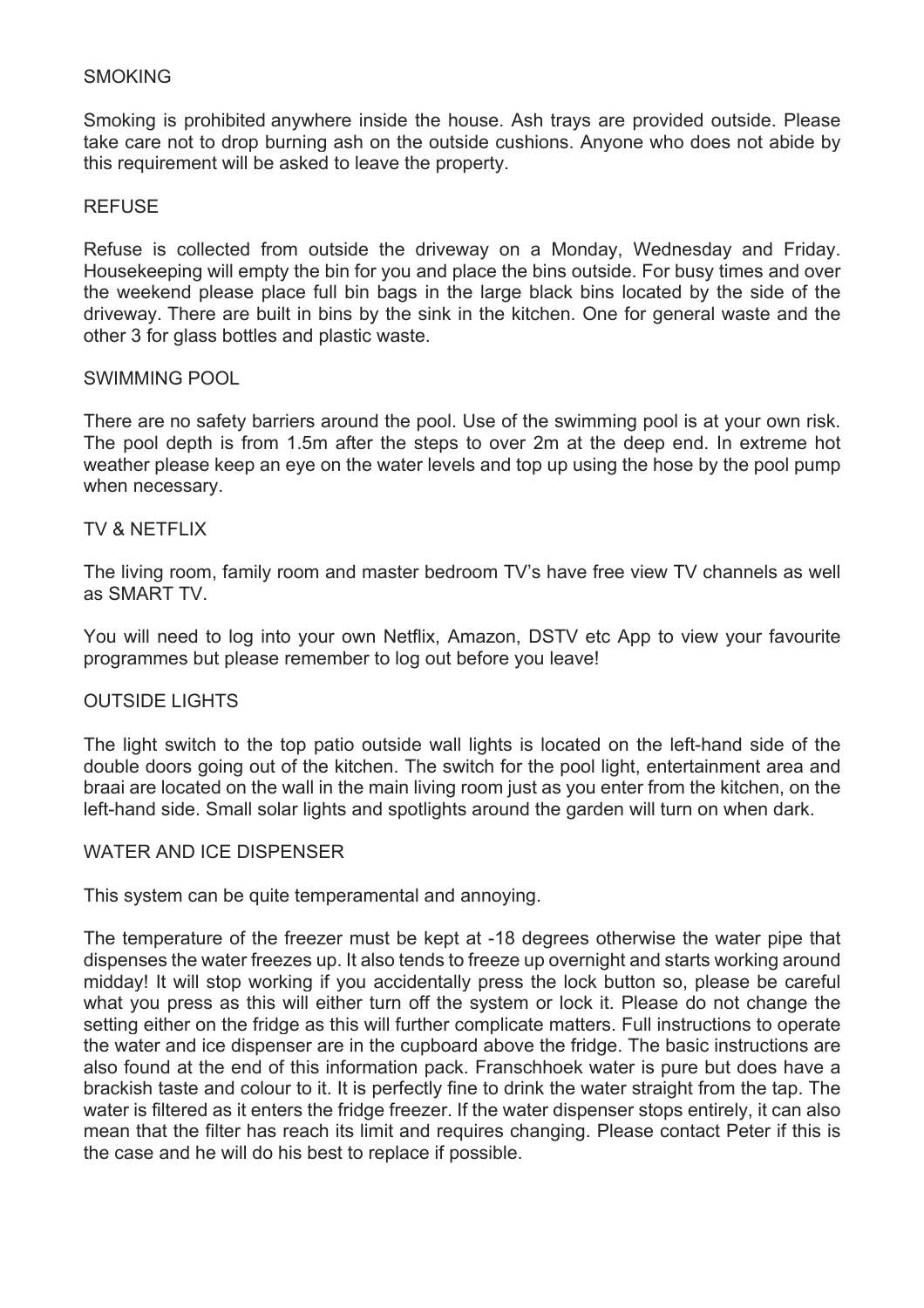## SMOKING

Smoking is prohibited anywhere inside the house. Ash trays are provided outside. Please take care not to drop burning ash on the outside cushions. Anyone who does not abide by this requirement will be asked to leave the property.

## REFUSE

Refuse is collected from outside the driveway on a Monday, Wednesday and Friday. Housekeeping will empty the bin for you and place the bins outside. For busy times and over the weekend please place full bin bags in the large black bins located by the side of the driveway. There are built in bins by the sink in the kitchen. One for general waste and the other 3 for glass bottles and plastic waste.

## SWIMMING POOL

There are no safety barriers around the pool. Use of the swimming pool is at your own risk. The pool depth is from 1.5m after the steps to over 2m at the deep end. In extreme hot weather please keep an eye on the water levels and top up using the hose by the pool pump when necessary.

## TV & NETFLIX

The living room, family room and master bedroom TV's have free view TV channels as well as SMART TV.

You will need to log into your own Netflix, Amazon, DSTV etc App to view your favourite programmes but please remember to log out before you leave!

## OUTSIDE LIGHTS

The light switch to the top patio outside wall lights is located on the left-hand side of the double doors going out of the kitchen. The switch for the pool light, entertainment area and braai are located on the wall in the main living room just as you enter from the kitchen, on the left-hand side. Small solar lights and spotlights around the garden will turn on when dark.

## WATER AND ICE DISPENSER

This system can be quite temperamental and annoying.

The temperature of the freezer must be kept at -18 degrees otherwise the water pipe that dispenses the water freezes up. It also tends to freeze up overnight and starts working around midday! It will stop working if you accidentally press the lock button so, please be careful what you press as this will either turn off the system or lock it. Please do not change the setting either on the fridge as this will further complicate matters. Full instructions to operate the water and ice dispenser are in the cupboard above the fridge. The basic instructions are also found at the end of this information pack. Franschhoek water is pure but does have a brackish taste and colour to it. It is perfectly fine to drink the water straight from the tap. The water is filtered as it enters the fridge freezer. If the water dispenser stops entirely, it can also mean that the filter has reach its limit and requires changing. Please contact Peter if this is the case and he will do his best to replace if possible.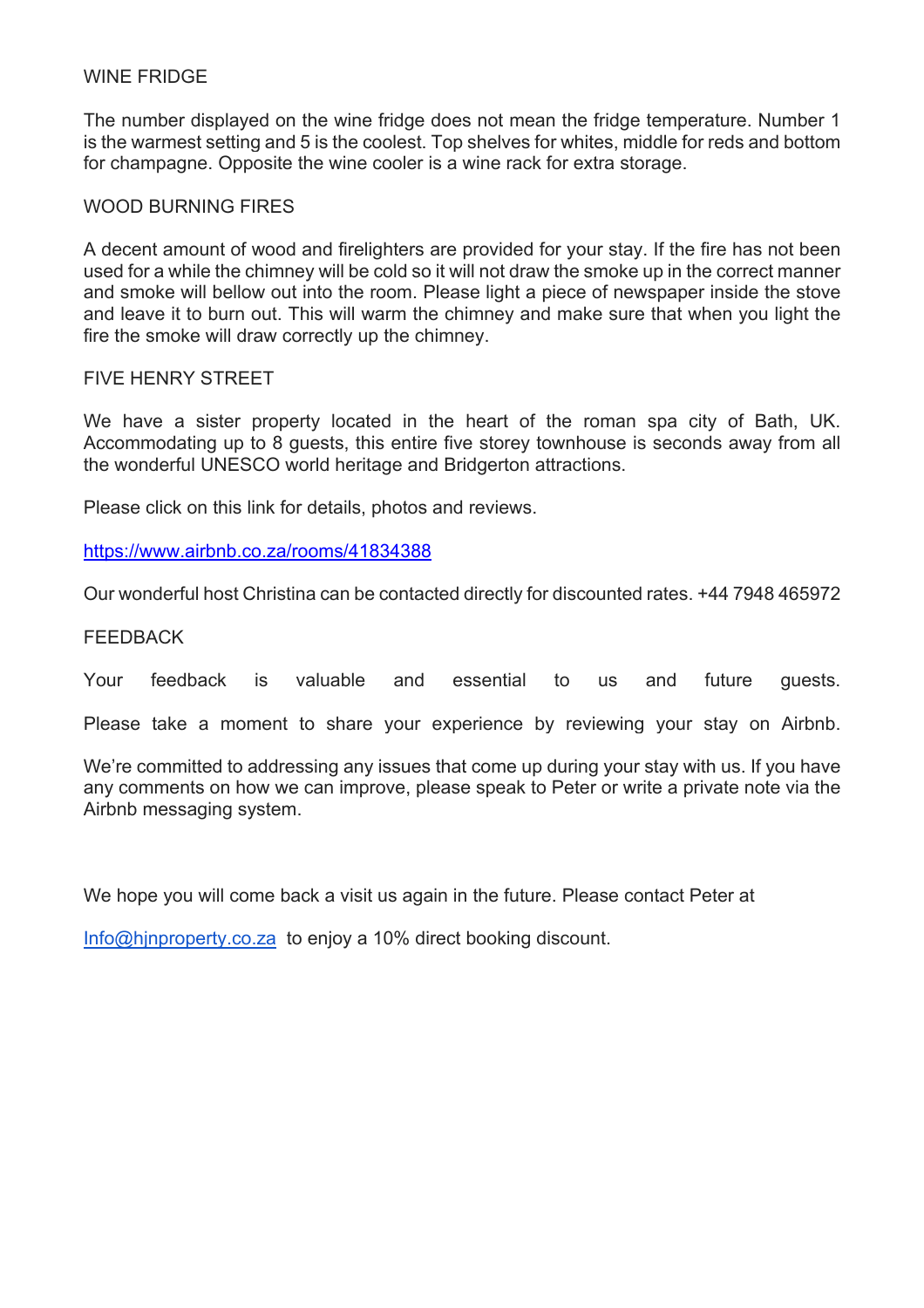## WINE FRIDGE

The number displayed on the wine fridge does not mean the fridge temperature. Number 1 is the warmest setting and 5 is the coolest. Top shelves for whites, middle for reds and bottom for champagne. Opposite the wine cooler is a wine rack for extra storage.

## WOOD BURNING FIRES

A decent amount of wood and firelighters are provided for your stay. If the fire has not been used for a while the chimney will be cold so it will not draw the smoke up in the correct manner and smoke will bellow out into the room. Please light a piece of newspaper inside the stove and leave it to burn out. This will warm the chimney and make sure that when you light the fire the smoke will draw correctly up the chimney.

## FIVE HENRY STREET

We have a sister property located in the heart of the roman spa city of Bath, UK. Accommodating up to 8 guests, this entire five storey townhouse is seconds away from all the wonderful UNESCO world heritage and Bridgerton attractions.

Please click on this link for details, photos and reviews.

https://www.airbnb.co.za/rooms/41834388

Our wonderful host Christina can be contacted directly for discounted rates. +44 7948 465972

## FEEDBACK

Your feedback is valuable and essential to us and future guests.

Please take a moment to share your experience by reviewing your stay on Airbnb.

We're committed to addressing any issues that come up during your stay with us. If you have any comments on how we can improve, please speak to Peter or write a private note via the Airbnb messaging system.

We hope you will come back a visit us again in the future. Please contact Peter at

Info@hjnproperty.co.za to enjoy a 10% direct booking discount.